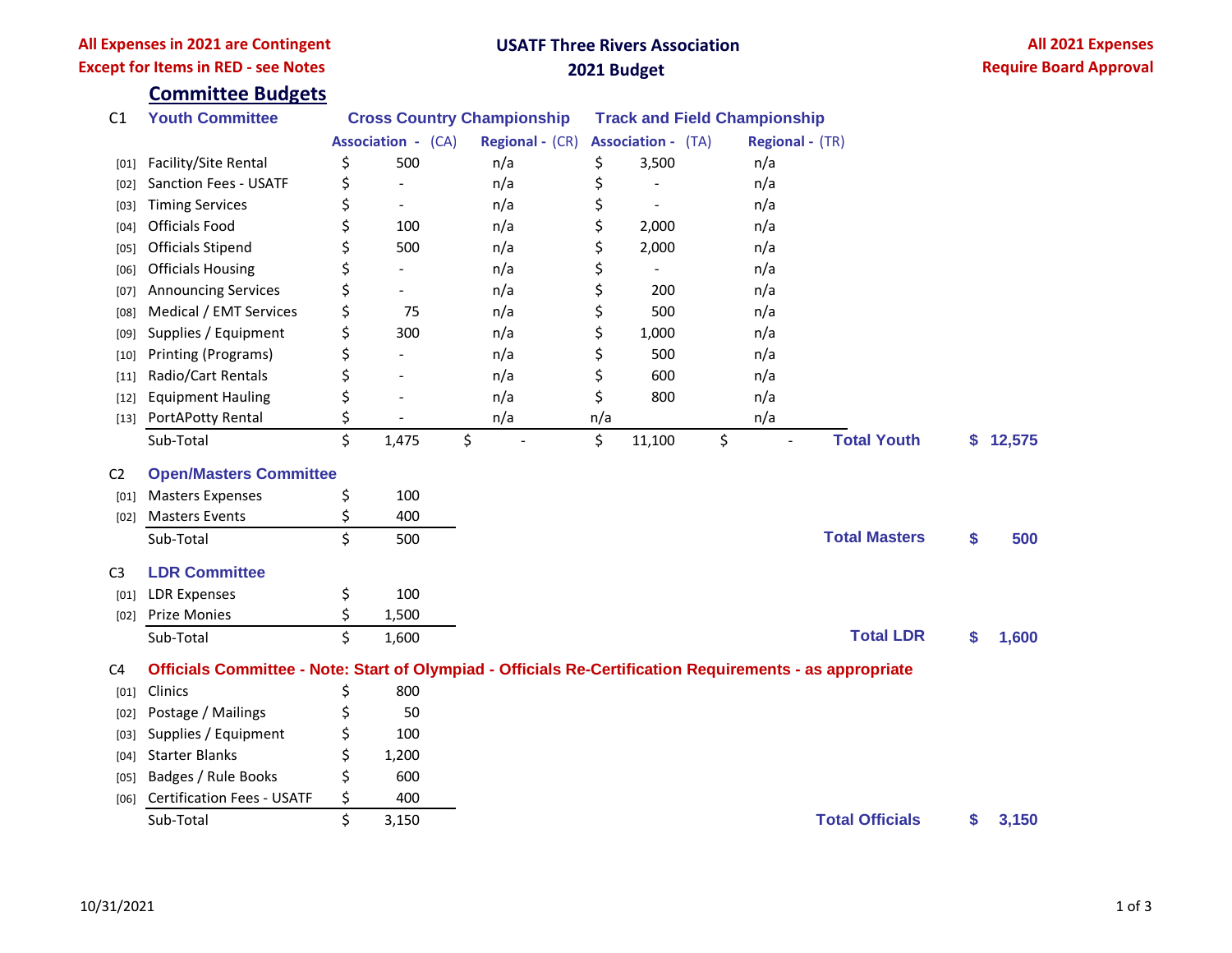**All Expenses in 2021 are Contingent**
**Except for Items in RED - see Notes**

# USATF Three Rivers Association
## 2021 Budget

**All 2021 Expenses**
**Require Board Approval**

## Committee Budgets

### C1 Youth Committee

| | | Cross Country Championship | | Track and Field Championship | | | |
|---|---|---|---|---|---|---|---|
| | | Association - (CA) | Regional - (CR) | Association - (TA) | Regional - (TR) | | |
| [01] | Facility/Site Rental | $ 500 | n/a | $ 3,500 | n/a | | |
| [02] | Sanction Fees - USATF | $ - | n/a | $ - | n/a | | |
| [03] | Timing Services | $ - | n/a | $ - | n/a | | |
| [04] | Officials Food | $ 100 | n/a | $ 2,000 | n/a | | |
| [05] | Officials Stipend | $ 500 | n/a | $ 2,000 | n/a | | |
| [06] | Officials Housing | $ - | n/a | $ - | n/a | | |
| [07] | Announcing Services | $ - | n/a | $ 200 | n/a | | |
| [08] | Medical / EMT Services | $ 75 | n/a | $ 500 | n/a | | |
| [09] | Supplies / Equipment | $ 300 | n/a | $ 1,000 | n/a | | |
| [10] | Printing (Programs) | $ - | n/a | $ 500 | n/a | | |
| [11] | Radio/Cart Rentals | $ - | n/a | $ 600 | n/a | | |
| [12] | Equipment Hauling | $ - | n/a | $ 800 | n/a | | |
| [13] | PortAPotty Rental | $ - | n/a | n/a | n/a | | |
| | Sub-Total | $ 1,475 | $ - | $ 11,100 | $ - | **Total Youth** | **$ 12,575** |

### C2 Open/Masters Committee

| | | | | |
|---|---|---|---|---|
| [01] | Masters Expenses | $ 100 | | |
| [02] | Masters Events | $ 400 | | |
| | Sub-Total | $ 500 | **Total Masters** | **$ 500** |

### C3 LDR Committee

| | | | | |
|---|---|---|---|---|
| [01] | LDR Expenses | $ 100 | | |
| [02] | Prize Monies | $ 1,500 | | |
| | Sub-Total | $ 1,600 | **Total LDR** | **$ 1,600** |

### C4 Officials Committee - Note: Start of Olympiad - Officials Re-Certification Requirements - as appropriate

| | | | | |
|---|---|---|---|---|
| [01] | Clinics | $ 800 | | |
| [02] | Postage / Mailings | $ 50 | | |
| [03] | Supplies / Equipment | $ 100 | | |
| [04] | Starter Blanks | $ 1,200 | | |
| [05] | Badges / Rule Books | $ 600 | | |
| [06] | Certification Fees - USATF | $ 400 | | |
| | Sub-Total | $ 3,150 | **Total Officials** | **$ 3,150** |

10/31/2021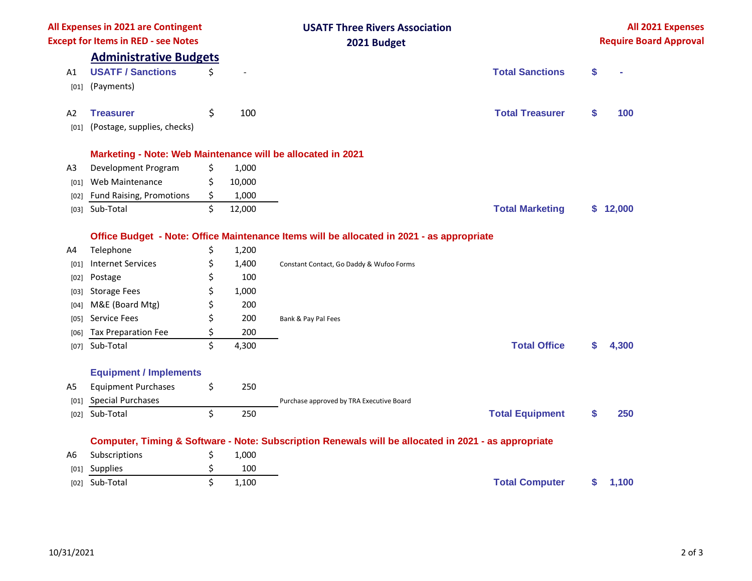All Expenses in 2021 are Contingent
Except for Items in RED - see Notes

**USATF Three Rivers Association**
**2021 Budget**

All 2021 Expenses
Require Board Approval

## Administrative Budgets

| Code | Item | Amount | Notes | Total Label | Total |
|---|---|---|---|---|---|
| A1 | **USATF / Sanctions** | $ - | | **Total Sanctions** | **$ -** |
| [01] | (Payments) | | | | |
| A2 | **Treasurer** | $ 100 | | **Total Treasurer** | **$ 100** |
| [01] | (Postage, supplies, checks) | | | | |
| | **Marketing - Note: Web Maintenance will be allocated in 2021** | | | | |
| A3 | Development Program | $ 1,000 | | | |
| [01] | Web Maintenance | $ 10,000 | | | |
| [02] | Fund Raising, Promotions | $ 1,000 | | | |
| [03] | Sub-Total | $ 12,000 | | **Total Marketing** | **$ 12,000** |
| | **Office Budget - Note: Office Maintenance Items will be allocated in 2021 - as appropriate** | | | | |
| A4 | Telephone | $ 1,200 | | | |
| [01] | Internet Services | $ 1,400 | Constant Contact, Go Daddy & Wufoo Forms | | |
| [02] | Postage | $ 100 | | | |
| [03] | Storage Fees | $ 1,000 | | | |
| [04] | M&E (Board Mtg) | $ 200 | | | |
| [05] | Service Fees | $ 200 | Bank & Pay Pal Fees | | |
| [06] | Tax Preparation Fee | $ 200 | | | |
| [07] | Sub-Total | $ 4,300 | | **Total Office** | **$ 4,300** |
| | **Equipment / Implements** | | | | |
| A5 | Equipment Purchases | $ 250 | | | |
| [01] | Special Purchases | | Purchase approved by TRA Executive Board | | |
| [02] | Sub-Total | $ 250 | | **Total Equipment** | **$ 250** |
| | **Computer, Timing & Software - Note: Subscription Renewals will be allocated in 2021 - as appropriate** | | | | |
| A6 | Subscriptions | $ 1,000 | | | |
| [01] | Supplies | $ 100 | | | |
| [02] | Sub-Total | $ 1,100 | | **Total Computer** | **$ 1,100** |

10/31/2021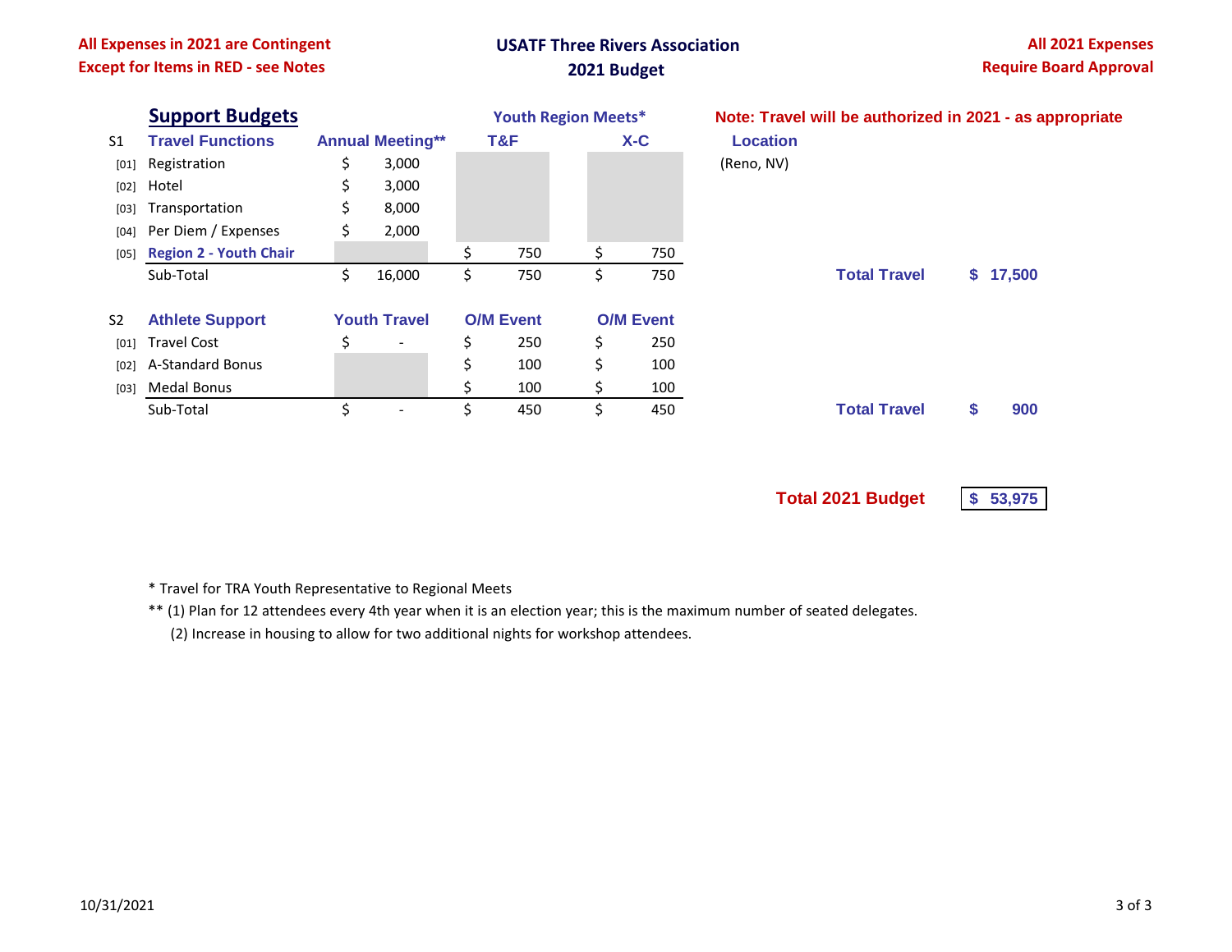All Expenses in 2021 are Contingent
Except for Items in RED - see Notes

# USATF Three Rivers Association
## 2021 Budget

All 2021 Expenses
Require Board Approval

## Support Budgets

Note: Travel will be authorized in 2021 - as appropriate

| | S1 Travel Functions | Annual Meeting** | Youth Region Meets* T&F | Youth Region Meets* X-C | Location |
|---|---|---|---|---|---|
| [01] | Registration | $ 3,000 | | | (Reno, NV) |
| [02] | Hotel | $ 3,000 | | | |
| [03] | Transportation | $ 8,000 | | | |
| [04] | Per Diem / Expenses | $ 2,000 | | | |
| [05] | Region 2 - Youth Chair | | $ 750 | $ 750 | |
| | Sub-Total | $ 16,000 | $ 750 | $ 750 | |

**Total Travel $ 17,500**

| | S2 Athlete Support | Youth Travel | O/M Event | O/M Event |
|---|---|---|---|---|
| [01] | Travel Cost | $ - | $ 250 | $ 250 |
| [02] | A-Standard Bonus | | $ 100 | $ 100 |
| [03] | Medal Bonus | | $ 100 | $ 100 |
| | Sub-Total | $ - | $ 450 | $ 450 |

**Total Travel $ 900**

**Total 2021 Budget $ 53,975**

\* Travel for TRA Youth Representative to Regional Meets

** (1) Plan for 12 attendees every 4th year when it is an election year; this is the maximum number of seated delegates.

(2) Increase in housing to allow for two additional nights for workshop attendees.

10/31/2021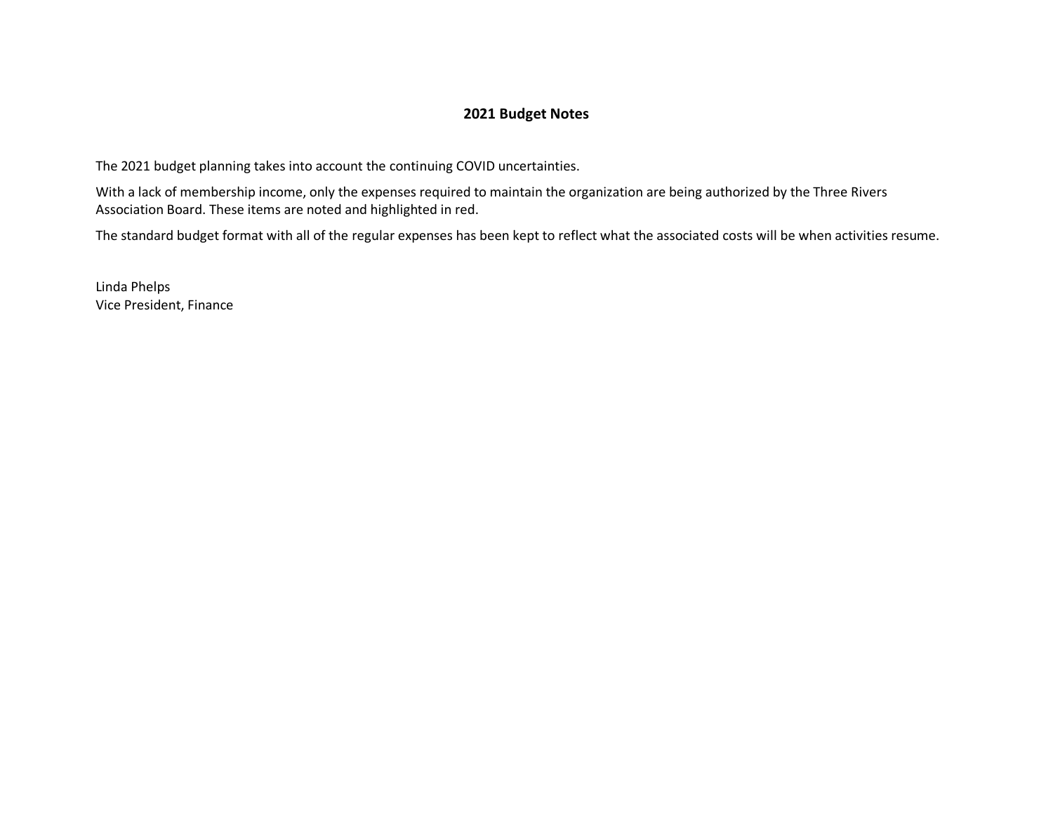## 2021 Budget Notes

The 2021 budget planning takes into account the continuing COVID uncertainties.

With a lack of membership income, only the expenses required to maintain the organization are being authorized by the Three Rivers Association Board. These items are noted and highlighted in red.

The standard budget format with all of the regular expenses has been kept to reflect what the associated costs will be when activities resume.

Linda Phelps
Vice President, Finance